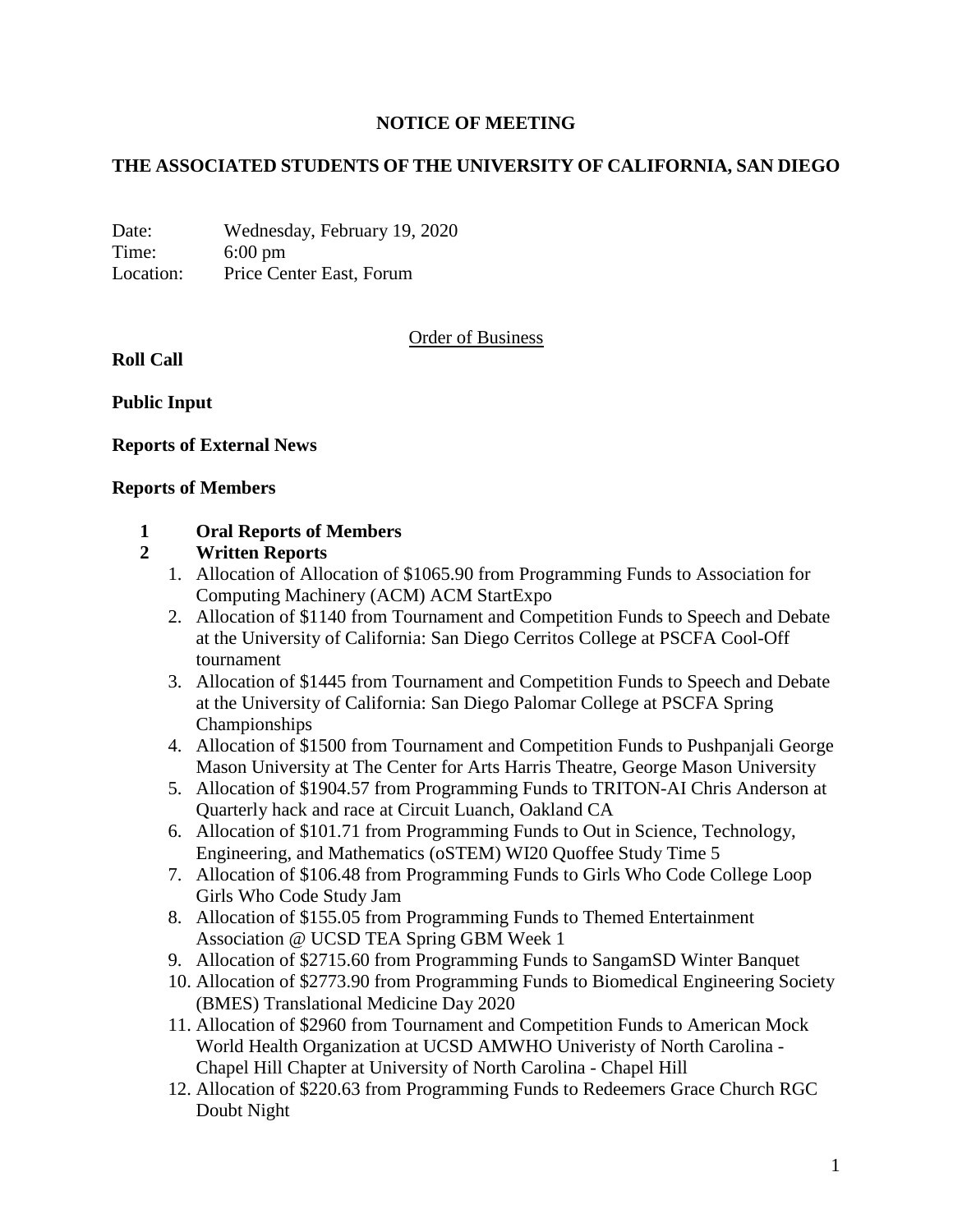**NOTICE OF MEETING**

**THE ASSOCIATED STUDENTS OF THE UNIVERSITY OF CALIFORNIA, SAN DIEGO**

Date: Wednesday, February 19, 2020
Time: 6:00 pm
Location: Price Center East, Forum

Order of Business

**Roll Call**

**Public Input**

**Reports of External News**

**Reports of Members**

**1 Oral Reports of Members**

**2 Written Reports**

1. Allocation of Allocation of $1065.90 from Programming Funds to Association for Computing Machinery (ACM) ACM StartExpo
2. Allocation of $1140 from Tournament and Competition Funds to Speech and Debate at the University of California: San Diego Cerritos College at PSCFA Cool-Off tournament
3. Allocation of $1445 from Tournament and Competition Funds to Speech and Debate at the University of California: San Diego Palomar College at PSCFA Spring Championships
4. Allocation of $1500 from Tournament and Competition Funds to Pushpanjali George Mason University at The Center for Arts Harris Theatre, George Mason University
5. Allocation of $1904.57 from Programming Funds to TRITON-AI Chris Anderson at Quarterly hack and race at Circuit Luanch, Oakland CA
6. Allocation of $101.71 from Programming Funds to Out in Science, Technology, Engineering, and Mathematics (oSTEM) WI20 Quoffee Study Time 5
7. Allocation of $106.48 from Programming Funds to Girls Who Code College Loop Girls Who Code Study Jam
8. Allocation of $155.05 from Programming Funds to Themed Entertainment Association @ UCSD TEA Spring GBM Week 1
9. Allocation of $2715.60 from Programming Funds to SangamSD Winter Banquet
10. Allocation of $2773.90 from Programming Funds to Biomedical Engineering Society (BMES) Translational Medicine Day 2020
11. Allocation of $2960 from Tournament and Competition Funds to American Mock World Health Organization at UCSD AMWHO Univeristy of North Carolina - Chapel Hill Chapter at University of North Carolina - Chapel Hill
12. Allocation of $220.63 from Programming Funds to Redeemers Grace Church RGC Doubt Night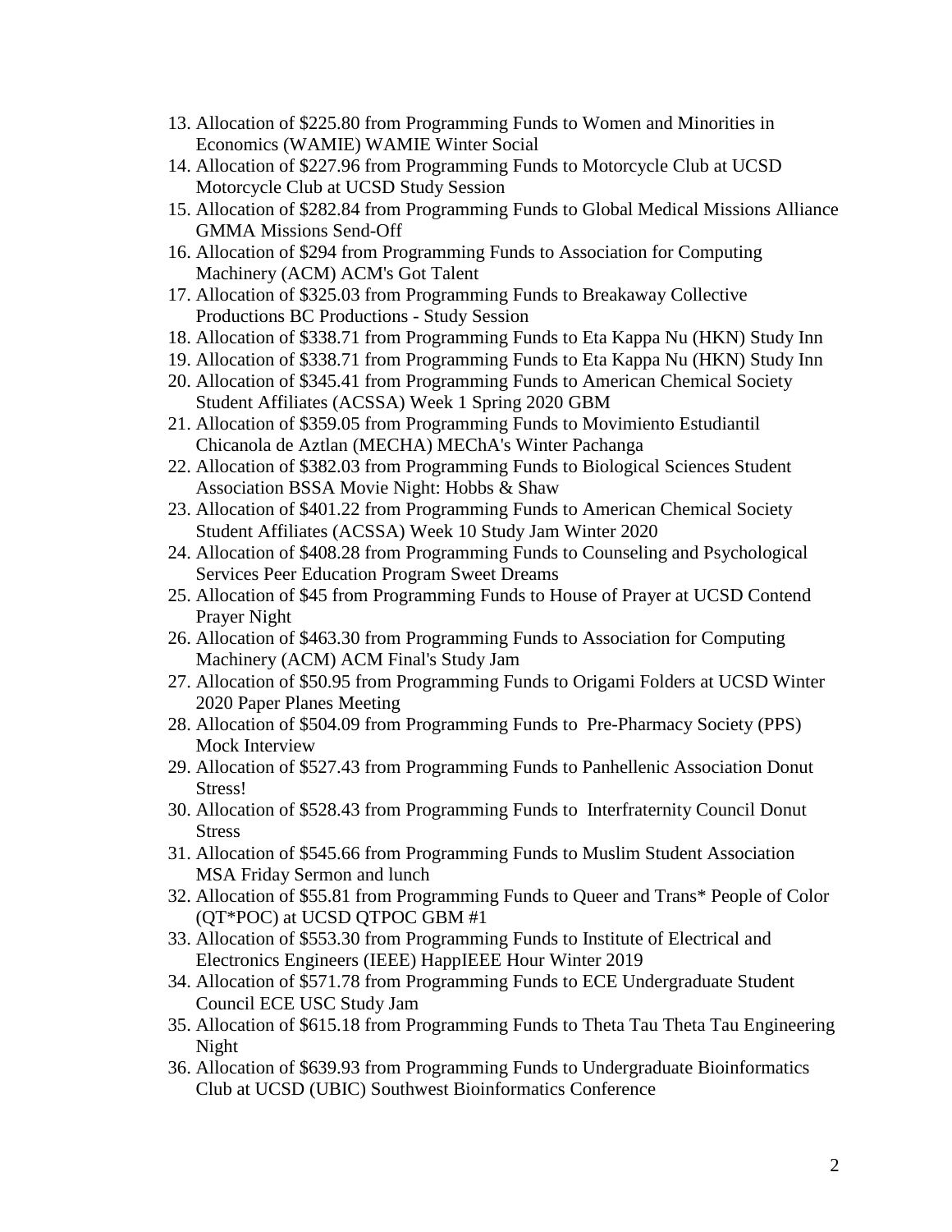13. Allocation of $225.80 from Programming Funds to Women and Minorities in Economics (WAMIE) WAMIE Winter Social
14. Allocation of $227.96 from Programming Funds to Motorcycle Club at UCSD Motorcycle Club at UCSD Study Session
15. Allocation of $282.84 from Programming Funds to Global Medical Missions Alliance GMMA Missions Send-Off
16. Allocation of $294 from Programming Funds to Association for Computing Machinery (ACM) ACM's Got Talent
17. Allocation of $325.03 from Programming Funds to Breakaway Collective Productions BC Productions - Study Session
18. Allocation of $338.71 from Programming Funds to Eta Kappa Nu (HKN) Study Inn
19. Allocation of $338.71 from Programming Funds to Eta Kappa Nu (HKN) Study Inn
20. Allocation of $345.41 from Programming Funds to American Chemical Society Student Affiliates (ACSSA) Week 1 Spring 2020 GBM
21. Allocation of $359.05 from Programming Funds to Movimiento Estudiantil Chicanola de Aztlan (MECHA) MEChA's Winter Pachanga
22. Allocation of $382.03 from Programming Funds to Biological Sciences Student Association BSSA Movie Night: Hobbs & Shaw
23. Allocation of $401.22 from Programming Funds to American Chemical Society Student Affiliates (ACSSA) Week 10 Study Jam Winter 2020
24. Allocation of $408.28 from Programming Funds to Counseling and Psychological Services Peer Education Program Sweet Dreams
25. Allocation of $45 from Programming Funds to House of Prayer at UCSD Contend Prayer Night
26. Allocation of $463.30 from Programming Funds to Association for Computing Machinery (ACM) ACM Final's Study Jam
27. Allocation of $50.95 from Programming Funds to Origami Folders at UCSD Winter 2020 Paper Planes Meeting
28. Allocation of $504.09 from Programming Funds to Pre-Pharmacy Society (PPS) Mock Interview
29. Allocation of $527.43 from Programming Funds to Panhellenic Association Donut Stress!
30. Allocation of $528.43 from Programming Funds to Interfraternity Council Donut Stress
31. Allocation of $545.66 from Programming Funds to Muslim Student Association MSA Friday Sermon and lunch
32. Allocation of $55.81 from Programming Funds to Queer and Trans* People of Color (QT*POC) at UCSD QTPOC GBM #1
33. Allocation of $553.30 from Programming Funds to Institute of Electrical and Electronics Engineers (IEEE) HappIEEE Hour Winter 2019
34. Allocation of $571.78 from Programming Funds to ECE Undergraduate Student Council ECE USC Study Jam
35. Allocation of $615.18 from Programming Funds to Theta Tau Theta Tau Engineering Night
36. Allocation of $639.93 from Programming Funds to Undergraduate Bioinformatics Club at UCSD (UBIC) Southwest Bioinformatics Conference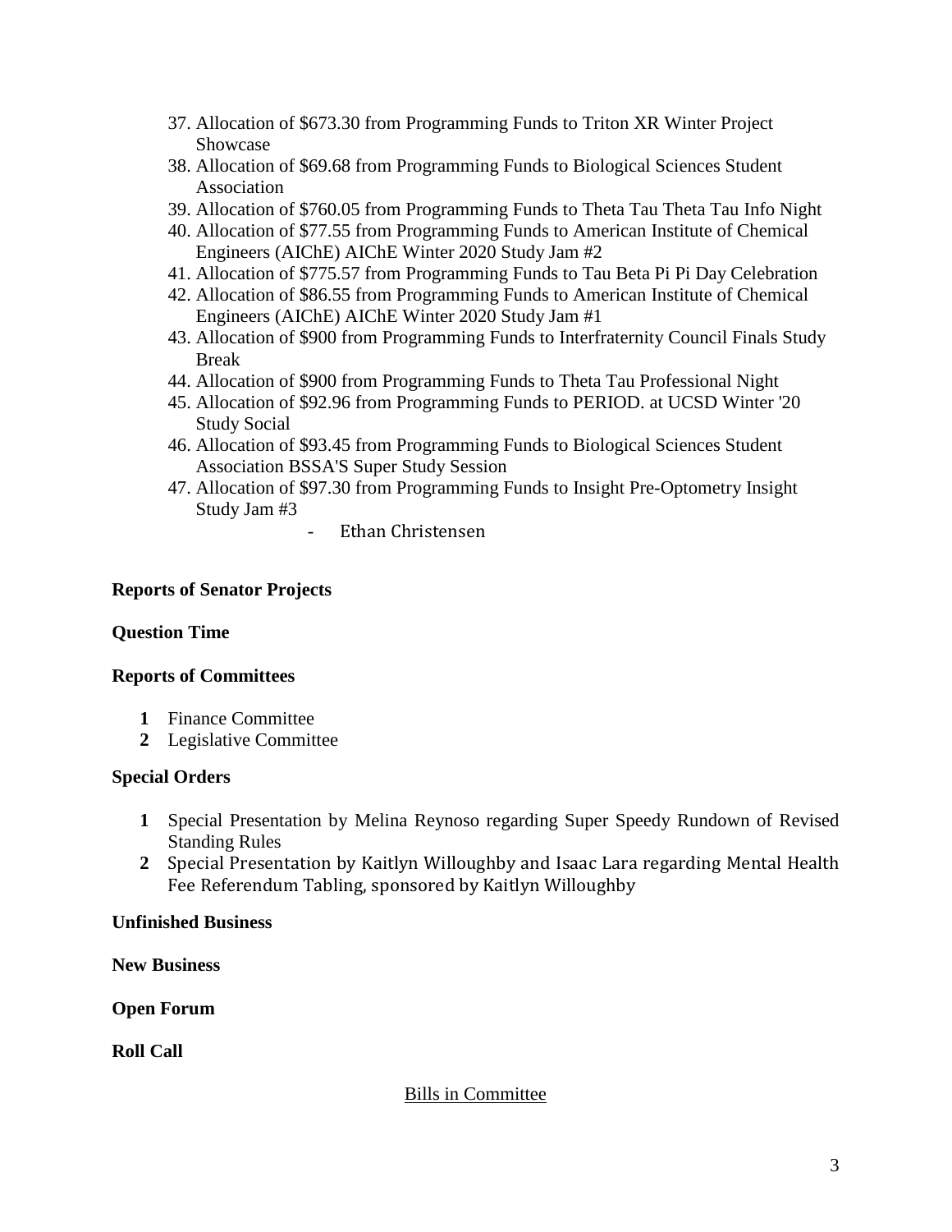37. Allocation of $673.30 from Programming Funds to Triton XR Winter Project Showcase
38. Allocation of $69.68 from Programming Funds to Biological Sciences Student Association
39. Allocation of $760.05 from Programming Funds to Theta Tau Theta Tau Info Night
40. Allocation of $77.55 from Programming Funds to American Institute of Chemical Engineers (AIChE) AIChE Winter 2020 Study Jam #2
41. Allocation of $775.57 from Programming Funds to Tau Beta Pi Pi Day Celebration
42. Allocation of $86.55 from Programming Funds to American Institute of Chemical Engineers (AIChE) AIChE Winter 2020 Study Jam #1
43. Allocation of $900 from Programming Funds to Interfraternity Council Finals Study Break
44. Allocation of $900 from Programming Funds to Theta Tau Professional Night
45. Allocation of $92.96 from Programming Funds to PERIOD. at UCSD Winter '20 Study Social
46. Allocation of $93.45 from Programming Funds to Biological Sciences Student Association BSSA'S Super Study Session
47. Allocation of $97.30 from Programming Funds to Insight Pre-Optometry Insight Study Jam #3

    - Ethan Christensen

**Reports of Senator Projects**

**Question Time**

**Reports of Committees**

1. Finance Committee
2. Legislative Committee

**Special Orders**

1. Special Presentation by Melina Reynoso regarding Super Speedy Rundown of Revised Standing Rules
2. Special Presentation by Kaitlyn Willoughby and Isaac Lara regarding Mental Health Fee Referendum Tabling, sponsored by Kaitlyn Willoughby

**Unfinished Business**

**New Business**

**Open Forum**

**Roll Call**

<u>Bills in Committee</u>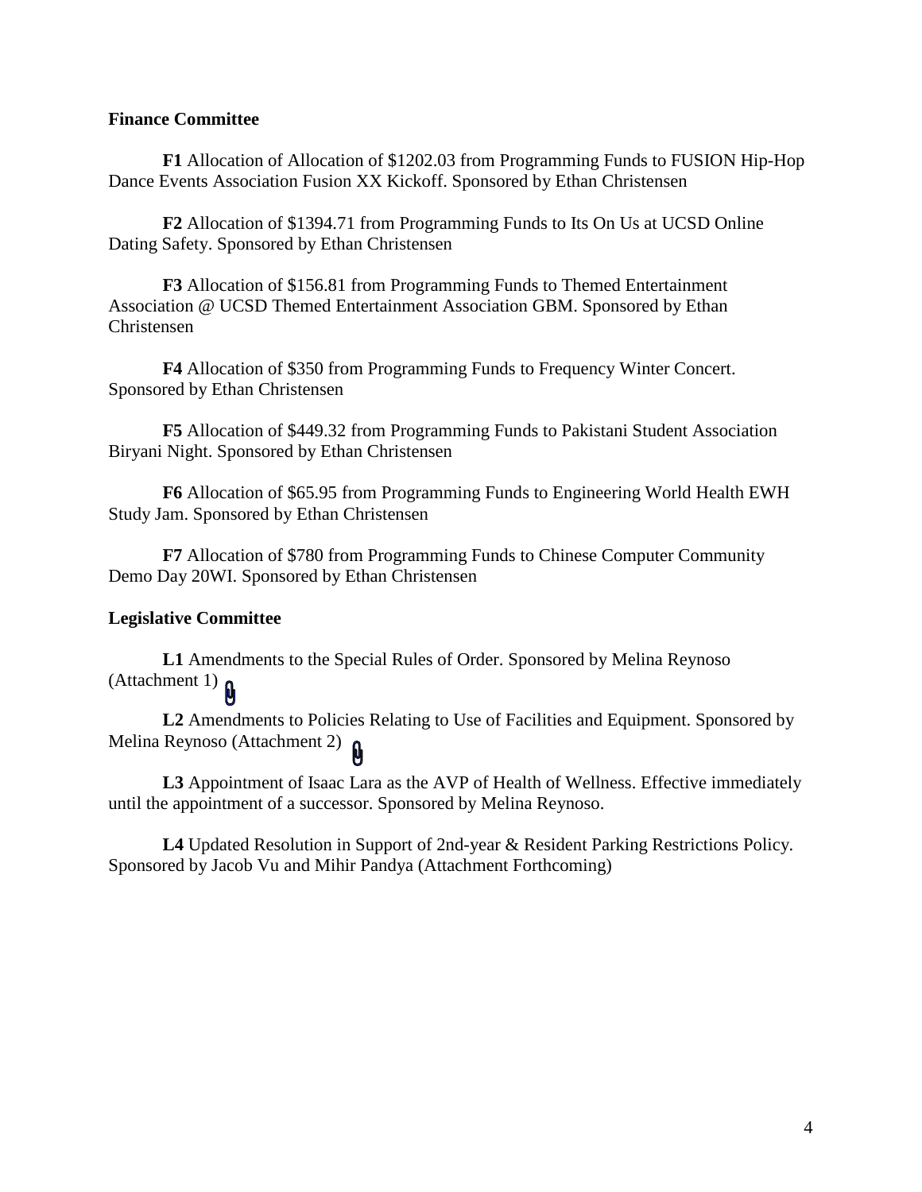**Finance Committee**

**F1** Allocation of Allocation of $1202.03 from Programming Funds to FUSION Hip-Hop Dance Events Association Fusion XX Kickoff. Sponsored by Ethan Christensen

**F2** Allocation of $1394.71 from Programming Funds to Its On Us at UCSD Online Dating Safety. Sponsored by Ethan Christensen

**F3** Allocation of $156.81 from Programming Funds to Themed Entertainment Association @ UCSD Themed Entertainment Association GBM. Sponsored by Ethan Christensen

**F4** Allocation of $350 from Programming Funds to Frequency Winter Concert. Sponsored by Ethan Christensen

**F5** Allocation of $449.32 from Programming Funds to Pakistani Student Association Biryani Night. Sponsored by Ethan Christensen

**F6** Allocation of $65.95 from Programming Funds to Engineering World Health EWH Study Jam. Sponsored by Ethan Christensen

**F7** Allocation of $780 from Programming Funds to Chinese Computer Community Demo Day 20WI. Sponsored by Ethan Christensen

**Legislative Committee**

**L1** Amendments to the Special Rules of Order. Sponsored by Melina Reynoso (Attachment 1)

**L2** Amendments to Policies Relating to Use of Facilities and Equipment. Sponsored by Melina Reynoso (Attachment 2)

**L3** Appointment of Isaac Lara as the AVP of Health of Wellness. Effective immediately until the appointment of a successor. Sponsored by Melina Reynoso.

**L4** Updated Resolution in Support of 2nd-year & Resident Parking Restrictions Policy. Sponsored by Jacob Vu and Mihir Pandya (Attachment Forthcoming)